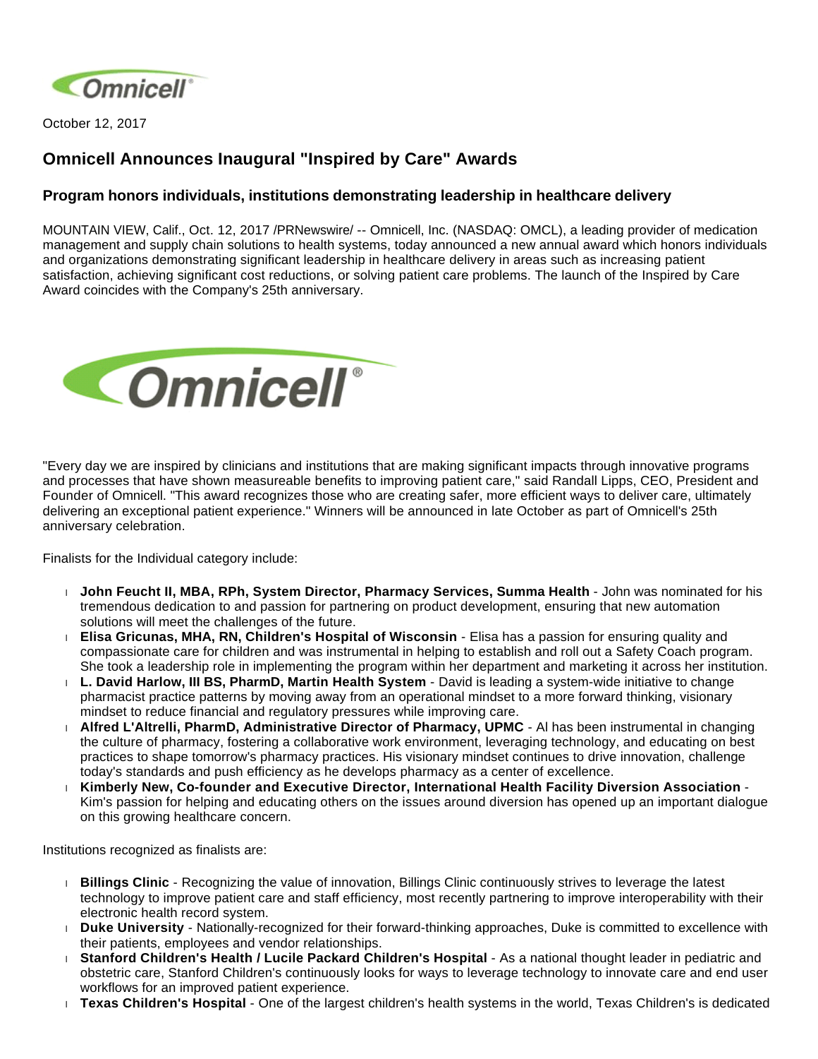October 12, 2017

## Omnicell Announces Inaugural "Inspired by Care" Awards

### Program honors individuals, institutions demonstrating leadership in healthcare delivery

MOUNTAIN VIEW, Calif., Oct. 12, 2017 /PRNewswire/ -- Omnicell, Inc. (NASDAQ: OMCL), a leading provider of medication management and supply chain solutions to health systems, today announced a new annual award which honors individuals and organizations demonstrating significant leadership in healthcare delivery in areas such as increasing patient satisfaction, achieving significant cost reductions, or solving patient care problems. The launch of the Inspired by Care Award coincides with the Company's 25th anniversary.

"Every day we are inspired by clinicians and institutions that are making significant impacts through innovative programs and processes that have shown measureable benefits to improving patient care," said Randall Lipps, CEO, President and Founder of Omnicell. "This award recognizes those who are creating safer, more efficient ways to deliver care, ultimately delivering an exceptional patient experience." Winners will be announced in late October as part of Omnicell's 25th anniversary celebration.

Finalists for the Individual category include:

- **John Feucht II, MBA, RPh, System Director, Pharmacy Services, Summa Health** - John was nominated for his tremendous dedication to and passion for partnering on product development, ensuring that new automation solutions will meet the challenges of the future.
- **Elisa Gricunas, MHA, RN, Children's Hospital of Wisconsin** - Elisa has a passion for ensuring quality and compassionate care for children and was instrumental in helping to establish and roll out a Safety Coach program. She took a leadership role in implementing the program within her department and marketing it across her institution.
- **L. David Harlow, III BS, PharmD, Martin Health System** - David is leading a system-wide initiative to change pharmacist practice patterns by moving away from an operational mindset to a more forward thinking, visionary mindset to reduce financial and regulatory pressures while improving care.
- **Alfred L'Altrelli, PharmD, Administrative Director of Pharmacy, UPMC** - Al has been instrumental in changing the culture of pharmacy, fostering a collaborative work environment, leveraging technology, and educating on best practices to shape tomorrow's pharmacy practices. His visionary mindset continues to drive innovation, challenge today's standards and push efficiency as he develops pharmacy as a center of excellence.
- **Kimberly New, Co-founder and Executive Director, International Health Facility Diversion Association** - Kim's passion for helping and educating others on the issues around diversion has opened up an important dialogue on this growing healthcare concern.

Institutions recognized as finalists are:

- **Billings Clinic** - Recognizing the value of innovation, Billings Clinic continuously strives to leverage the latest technology to improve patient care and staff efficiency, most recently partnering to improve interoperability with their electronic health record system.
- **Duke University** - Nationally-recognized for their forward-thinking approaches, Duke is committed to excellence with their patients, employees and vendor relationships.
- **Stanford Children's Health / Lucile Packard Children's Hospital** - As a national thought leader in pediatric and obstetric care, Stanford Children's continuously looks for ways to leverage technology to innovate care and end user workflows for an improved patient experience.
- **Texas Children's Hospital** - One of the largest children's health systems in the world, Texas Children's is dedicated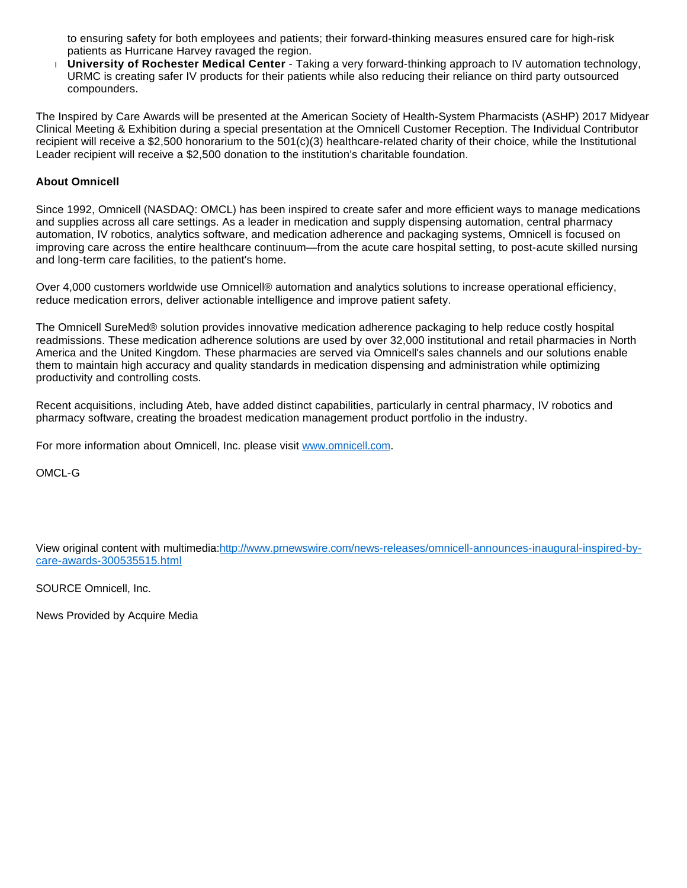to ensuring safety for both employees and patients; their forward-thinking measures ensured care for high-risk patients as Hurricane Harvey ravaged the region.

- **University of Rochester Medical Center** - Taking a very forward-thinking approach to IV automation technology, URMC is creating safer IV products for their patients while also reducing their reliance on third party outsourced compounders.

The Inspired by Care Awards will be presented at the American Society of Health-System Pharmacists (ASHP) 2017 Midyear Clinical Meeting & Exhibition during a special presentation at the Omnicell Customer Reception. The Individual Contributor recipient will receive a $2,500 honorarium to the 501(c)(3) healthcare-related charity of their choice, while the Institutional Leader recipient will receive a $2,500 donation to the institution's charitable foundation.

**About Omnicell**

Since 1992, Omnicell (NASDAQ: OMCL) has been inspired to create safer and more efficient ways to manage medications and supplies across all care settings. As a leader in medication and supply dispensing automation, central pharmacy automation, IV robotics, analytics software, and medication adherence and packaging systems, Omnicell is focused on improving care across the entire healthcare continuum—from the acute care hospital setting, to post-acute skilled nursing and long-term care facilities, to the patient's home.

Over 4,000 customers worldwide use Omnicell® automation and analytics solutions to increase operational efficiency, reduce medication errors, deliver actionable intelligence and improve patient safety.

The Omnicell SureMed® solution provides innovative medication adherence packaging to help reduce costly hospital readmissions. These medication adherence solutions are used by over 32,000 institutional and retail pharmacies in North America and the United Kingdom. These pharmacies are served via Omnicell's sales channels and our solutions enable them to maintain high accuracy and quality standards in medication dispensing and administration while optimizing productivity and controlling costs.

Recent acquisitions, including Ateb, have added distinct capabilities, particularly in central pharmacy, IV robotics and pharmacy software, creating the broadest medication management product portfolio in the industry.

For more information about Omnicell, Inc. please visit [www.omnicell.com](http://www.omnicell.com).

OMCL-G

View original content with multimedia:[http://www.prnewswire.com/news-releases/omnicell-announces-inaugural-inspired-by-care-awards-300535515.html](http://www.prnewswire.com/news-releases/omnicell-announces-inaugural-inspired-by-care-awards-300535515.html)

SOURCE Omnicell, Inc.

News Provided by Acquire Media